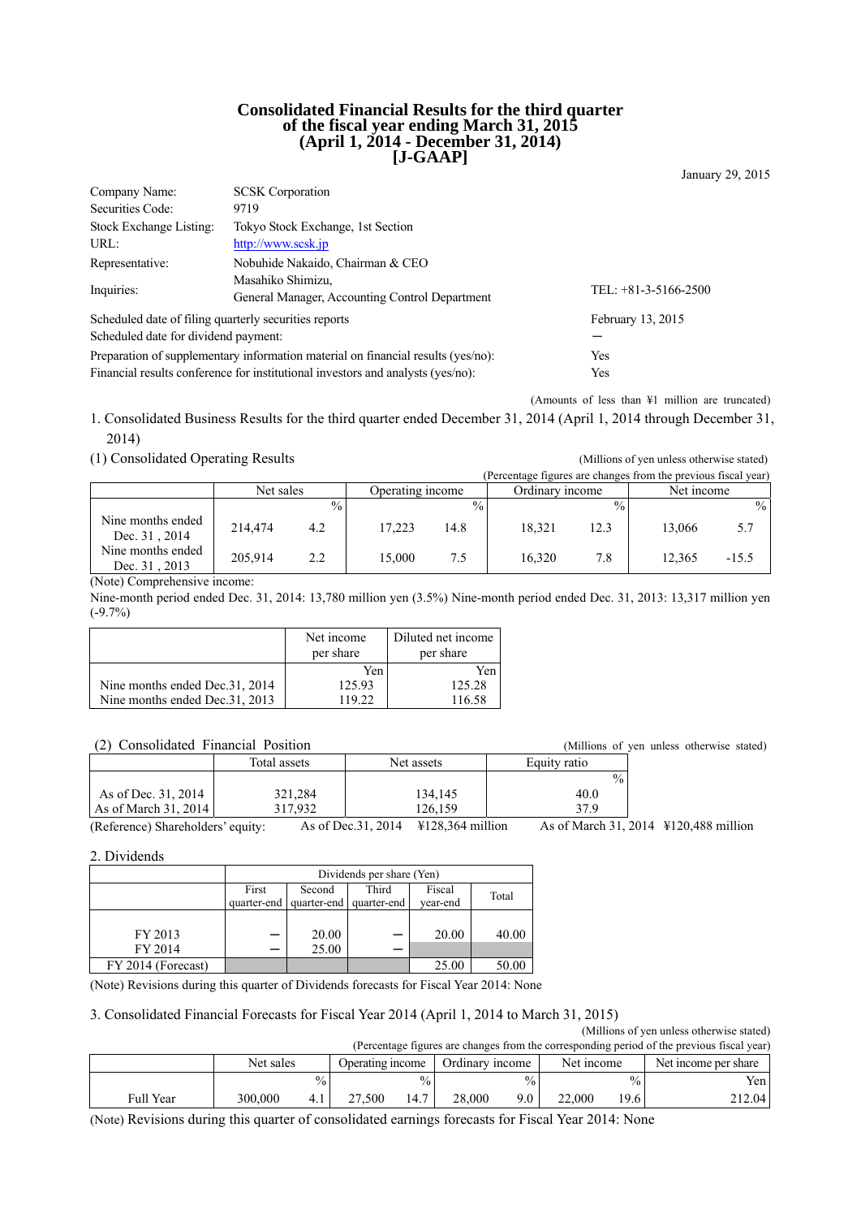# Consolidated Financial Results for the third quarter of the fiscal year ending March 31, 2015 (April 1, 2014 - December 31, 2014) [J-GAAP]

January 29, 2015

| | | |
|---|---|---|
| Company Name: | SCSK Corporation | |
| Securities Code: | 9719 | |
| Stock Exchange Listing: | Tokyo Stock Exchange, 1st Section | |
| URL: | http://www.scsk.jp | |
| Representative: | Nobuhide Nakaido, Chairman & CEO | |
| Inquiries: | Masahiko Shimizu, General Manager, Accounting Control Department | TEL: +81-3-5166-2500 |
| Scheduled date of filing quarterly securities reports | | February 13, 2015 |
| Scheduled date for dividend payment: | | － |
| Preparation of supplementary information material on financial results (yes/no): | | Yes |
| Financial results conference for institutional investors and analysts (yes/no): | | Yes |

(Amounts of less than ¥1 million are truncated)

1. Consolidated Business Results for the third quarter ended December 31, 2014 (April 1, 2014 through December 31, 2014)

(1) Consolidated Operating Results

(Millions of yen unless otherwise stated)

(Percentage figures are changes from the previous fiscal year)

| | Net sales | | Operating income | | Ordinary income | | Net income | |
|---|---|---|---|---|---|---|---|---|
| | | % | | % | | % | | % |
| Nine months ended Dec. 31 , 2014 | 214,474 | 4.2 | 17,223 | 14.8 | 18,321 | 12.3 | 13,066 | 5.7 |
| Nine months ended Dec. 31 , 2013 | 205,914 | 2.2 | 15,000 | 7.5 | 16,320 | 7.8 | 12,365 | -15.5 |

(Note) Comprehensive income:

Nine-month period ended Dec. 31, 2014: 13,780 million yen (3.5%) Nine-month period ended Dec. 31, 2013: 13,317 million yen (-9.7%)

| | Net income per share | Diluted net income per share |
|---|---|---|
| | Yen | Yen |
| Nine months ended Dec.31, 2014 | 125.93 | 125.28 |
| Nine months ended Dec.31, 2013 | 119.22 | 116.58 |

(2) Consolidated Financial Position

(Millions of yen unless otherwise stated)

| | Total assets | Net assets | Equity ratio |
|---|---|---|---|
| | | | % |
| As of Dec. 31, 2014 | 321,284 | 134,145 | 40.0 |
| As of March 31, 2014 | 317,932 | 126,159 | 37.9 |

(Reference) Shareholders' equity: As of Dec.31, 2014 ¥128,364 million As of March 31, 2014 ¥120,488 million

2. Dividends

| | Dividends per share (Yen) | | | | |
|---|---|---|---|---|---|
| | First quarter-end | Second quarter-end | Third quarter-end | Fiscal year-end | Total |
| FY 2013 | － | 20.00 | － | 20.00 | 40.00 |
| FY 2014 | － | 25.00 | － | | |
| FY 2014 (Forecast) | | | | 25.00 | 50.00 |

(Note) Revisions during this quarter of Dividends forecasts for Fiscal Year 2014: None

3. Consolidated Financial Forecasts for Fiscal Year 2014 (April 1, 2014 to March 31, 2015)

(Millions of yen unless otherwise stated)

(Percentage figures are changes from the corresponding period of the previous fiscal year)

| | Net sales | | Operating income | | Ordinary income | | Net income | | Net income per share |
|---|---|---|---|---|---|---|---|---|---|
| | | % | | % | | % | | % | Yen |
| Full Year | 300,000 | 4.1 | 27,500 | 14.7 | 28,000 | 9.0 | 22,000 | 19.6 | 212.04 |

(Note) Revisions during this quarter of consolidated earnings forecasts for Fiscal Year 2014: None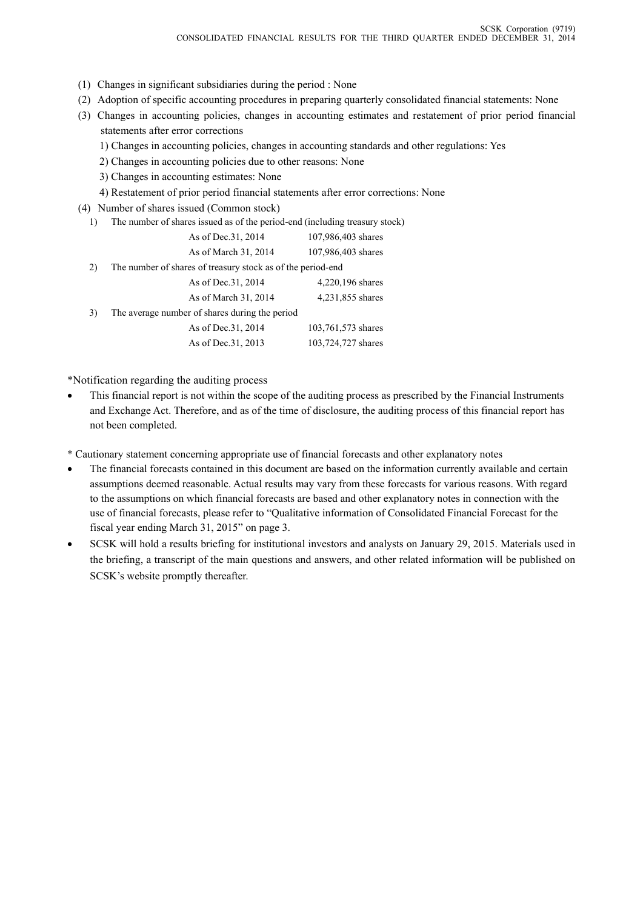(1) Changes in significant subsidiaries during the period : None

(2) Adoption of specific accounting procedures in preparing quarterly consolidated financial statements: None

(3) Changes in accounting policies, changes in accounting estimates and restatement of prior period financial statements after error corrections

1) Changes in accounting policies, changes in accounting standards and other regulations: Yes

2) Changes in accounting policies due to other reasons: None

3) Changes in accounting estimates: None

4) Restatement of prior period financial statements after error corrections: None

(4) Number of shares issued (Common stock)

1) The number of shares issued as of the period-end (including treasury stock)

| | |
|---|---|
| As of Dec.31, 2014 | 107,986,403 shares |
| As of March 31, 2014 | 107,986,403 shares |

2) The number of shares of treasury stock as of the period-end

| | |
|---|---|
| As of Dec.31, 2014 | 4,220,196 shares |
| As of March 31, 2014 | 4,231,855 shares |

3) The average number of shares during the period

| | |
|---|---|
| As of Dec.31, 2014 | 103,761,573 shares |
| As of Dec.31, 2013 | 103,724,727 shares |

*Notification regarding the auditing process

- This financial report is not within the scope of the auditing process as prescribed by the Financial Instruments and Exchange Act. Therefore, and as of the time of disclosure, the auditing process of this financial report has not been completed.

* Cautionary statement concerning appropriate use of financial forecasts and other explanatory notes

- The financial forecasts contained in this document are based on the information currently available and certain assumptions deemed reasonable. Actual results may vary from these forecasts for various reasons. With regard to the assumptions on which financial forecasts are based and other explanatory notes in connection with the use of financial forecasts, please refer to "Qualitative information of Consolidated Financial Forecast for the fiscal year ending March 31, 2015" on page 3.
- SCSK will hold a results briefing for institutional investors and analysts on January 29, 2015. Materials used in the briefing, a transcript of the main questions and answers, and other related information will be published on SCSK's website promptly thereafter.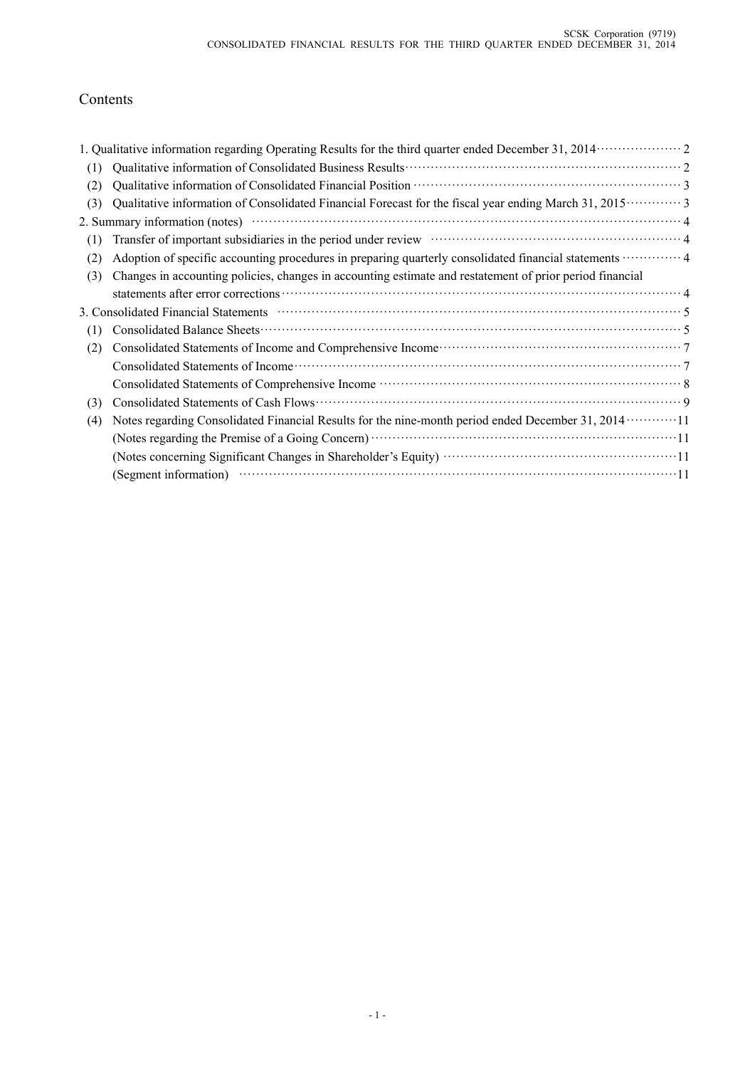# Contents

1. Qualitative information regarding Operating Results for the third quarter ended December 31, 2014 ··· 2
   (1) Qualitative information of Consolidated Business Results ··· 2
   (2) Qualitative information of Consolidated Financial Position ··· 3
   (3) Qualitative information of Consolidated Financial Forecast for the fiscal year ending March 31, 2015 ··· 3
2. Summary information (notes) ··· 4
   (1) Transfer of important subsidiaries in the period under review ··· 4
   (2) Adoption of specific accounting procedures in preparing quarterly consolidated financial statements ··· 4
   (3) Changes in accounting policies, changes in accounting estimate and restatement of prior period financial statements after error corrections ··· 4
3. Consolidated Financial Statements ··· 5
   (1) Consolidated Balance Sheets ··· 5
   (2) Consolidated Statements of Income and Comprehensive Income ··· 7
       Consolidated Statements of Income ··· 7
       Consolidated Statements of Comprehensive Income ··· 8
   (3) Consolidated Statements of Cash Flows ··· 9
   (4) Notes regarding Consolidated Financial Results for the nine-month period ended December 31, 2014 ··· 11
       (Notes regarding the Premise of a Going Concern) ··· 11
       (Notes concerning Significant Changes in Shareholder's Equity) ··· 11
       (Segment information) ··· 11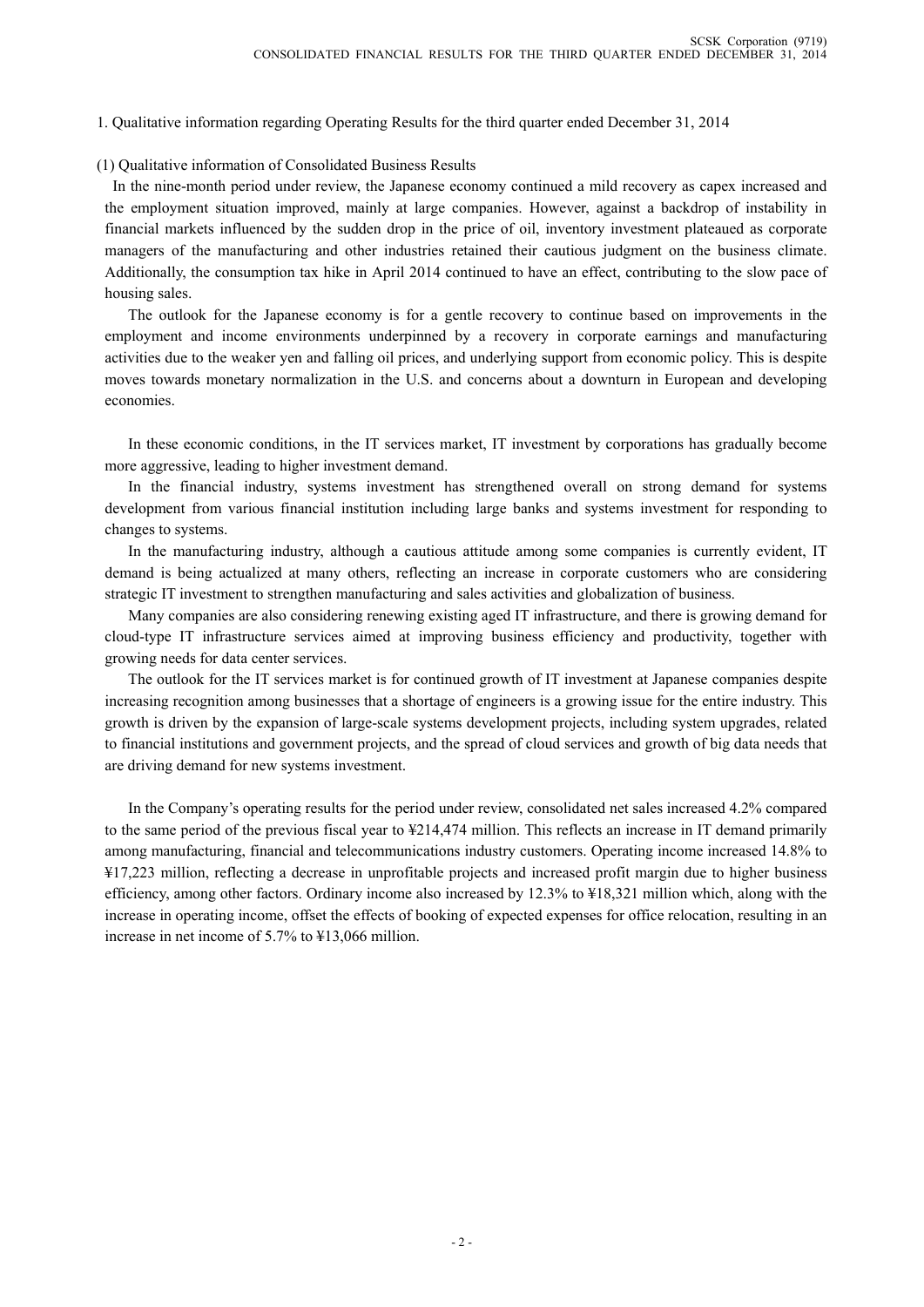1. Qualitative information regarding Operating Results for the third quarter ended December 31, 2014

(1) Qualitative information of Consolidated Business Results

In the nine-month period under review, the Japanese economy continued a mild recovery as capex increased and the employment situation improved, mainly at large companies. However, against a backdrop of instability in financial markets influenced by the sudden drop in the price of oil, inventory investment plateaued as corporate managers of the manufacturing and other industries retained their cautious judgment on the business climate. Additionally, the consumption tax hike in April 2014 continued to have an effect, contributing to the slow pace of housing sales.

The outlook for the Japanese economy is for a gentle recovery to continue based on improvements in the employment and income environments underpinned by a recovery in corporate earnings and manufacturing activities due to the weaker yen and falling oil prices, and underlying support from economic policy. This is despite moves towards monetary normalization in the U.S. and concerns about a downturn in European and developing economies.

In these economic conditions, in the IT services market, IT investment by corporations has gradually become more aggressive, leading to higher investment demand.

In the financial industry, systems investment has strengthened overall on strong demand for systems development from various financial institution including large banks and systems investment for responding to changes to systems.

In the manufacturing industry, although a cautious attitude among some companies is currently evident, IT demand is being actualized at many others, reflecting an increase in corporate customers who are considering strategic IT investment to strengthen manufacturing and sales activities and globalization of business.

Many companies are also considering renewing existing aged IT infrastructure, and there is growing demand for cloud-type IT infrastructure services aimed at improving business efficiency and productivity, together with growing needs for data center services.

The outlook for the IT services market is for continued growth of IT investment at Japanese companies despite increasing recognition among businesses that a shortage of engineers is a growing issue for the entire industry. This growth is driven by the expansion of large-scale systems development projects, including system upgrades, related to financial institutions and government projects, and the spread of cloud services and growth of big data needs that are driving demand for new systems investment.

In the Company's operating results for the period under review, consolidated net sales increased 4.2% compared to the same period of the previous fiscal year to ¥214,474 million. This reflects an increase in IT demand primarily among manufacturing, financial and telecommunications industry customers. Operating income increased 14.8% to ¥17,223 million, reflecting a decrease in unprofitable projects and increased profit margin due to higher business efficiency, among other factors. Ordinary income also increased by 12.3% to ¥18,321 million which, along with the increase in operating income, offset the effects of booking of expected expenses for office relocation, resulting in an increase in net income of 5.7% to ¥13,066 million.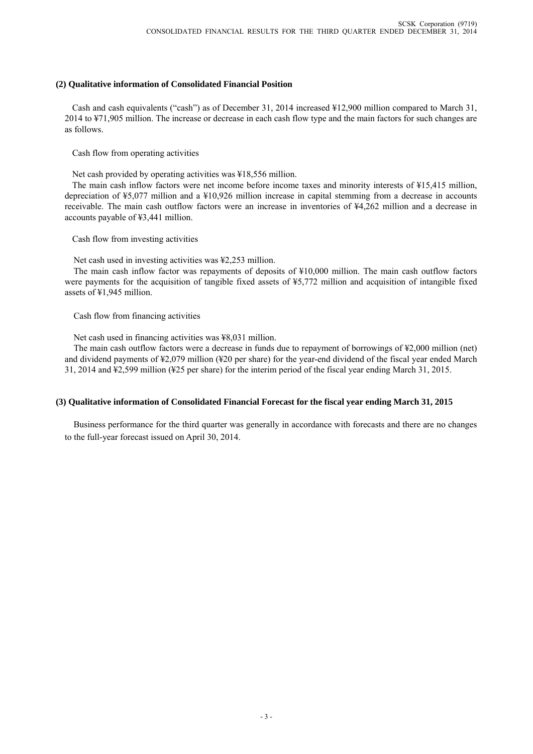### (2) Qualitative information of Consolidated Financial Position

Cash and cash equivalents ("cash") as of December 31, 2014 increased ¥12,900 million compared to March 31, 2014 to ¥71,905 million. The increase or decrease in each cash flow type and the main factors for such changes are as follows.

Cash flow from operating activities

Net cash provided by operating activities was ¥18,556 million.

The main cash inflow factors were net income before income taxes and minority interests of ¥15,415 million, depreciation of ¥5,077 million and a ¥10,926 million increase in capital stemming from a decrease in accounts receivable. The main cash outflow factors were an increase in inventories of ¥4,262 million and a decrease in accounts payable of ¥3,441 million.

Cash flow from investing activities

Net cash used in investing activities was ¥2,253 million.

The main cash inflow factor was repayments of deposits of ¥10,000 million. The main cash outflow factors were payments for the acquisition of tangible fixed assets of ¥5,772 million and acquisition of intangible fixed assets of ¥1,945 million.

Cash flow from financing activities

Net cash used in financing activities was ¥8,031 million.

The main cash outflow factors were a decrease in funds due to repayment of borrowings of ¥2,000 million (net) and dividend payments of ¥2,079 million (¥20 per share) for the year-end dividend of the fiscal year ended March 31, 2014 and ¥2,599 million (¥25 per share) for the interim period of the fiscal year ending March 31, 2015.

### (3) Qualitative information of Consolidated Financial Forecast for the fiscal year ending March 31, 2015

Business performance for the third quarter was generally in accordance with forecasts and there are no changes to the full-year forecast issued on April 30, 2014.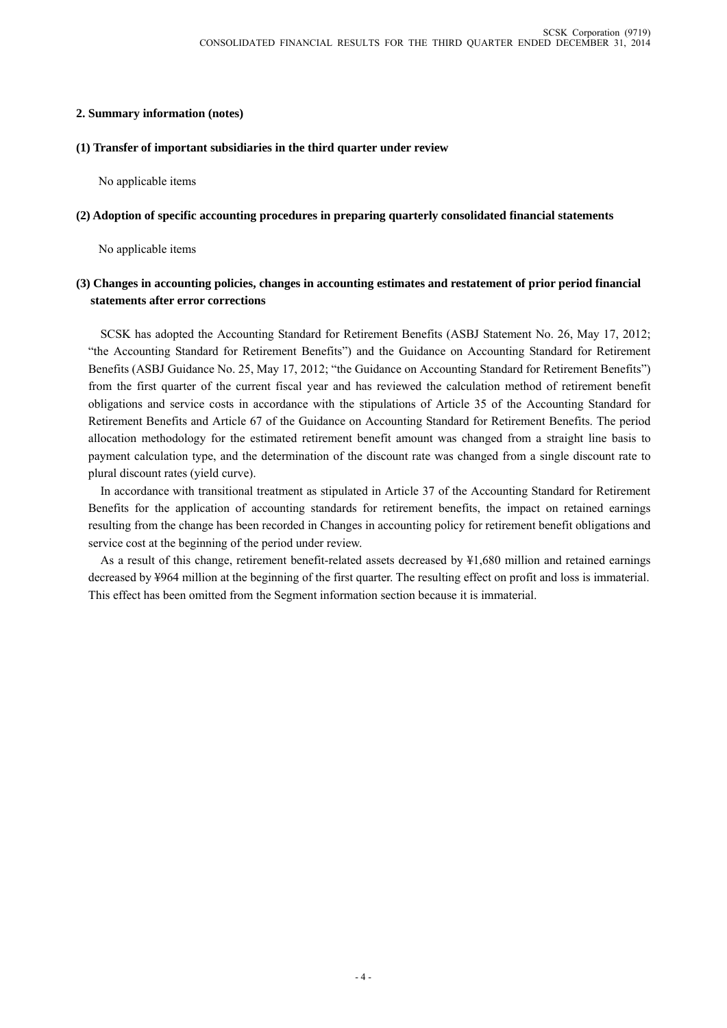## 2. Summary information (notes)

### (1) Transfer of important subsidiaries in the third quarter under review

No applicable items

### (2) Adoption of specific accounting procedures in preparing quarterly consolidated financial statements

No applicable items

### (3) Changes in accounting policies, changes in accounting estimates and restatement of prior period financial statements after error corrections

SCSK has adopted the Accounting Standard for Retirement Benefits (ASBJ Statement No. 26, May 17, 2012; "the Accounting Standard for Retirement Benefits") and the Guidance on Accounting Standard for Retirement Benefits (ASBJ Guidance No. 25, May 17, 2012; "the Guidance on Accounting Standard for Retirement Benefits") from the first quarter of the current fiscal year and has reviewed the calculation method of retirement benefit obligations and service costs in accordance with the stipulations of Article 35 of the Accounting Standard for Retirement Benefits and Article 67 of the Guidance on Accounting Standard for Retirement Benefits. The period allocation methodology for the estimated retirement benefit amount was changed from a straight line basis to payment calculation type, and the determination of the discount rate was changed from a single discount rate to plural discount rates (yield curve).

In accordance with transitional treatment as stipulated in Article 37 of the Accounting Standard for Retirement Benefits for the application of accounting standards for retirement benefits, the impact on retained earnings resulting from the change has been recorded in Changes in accounting policy for retirement benefit obligations and service cost at the beginning of the period under review.

As a result of this change, retirement benefit-related assets decreased by ¥1,680 million and retained earnings decreased by ¥964 million at the beginning of the first quarter. The resulting effect on profit and loss is immaterial. This effect has been omitted from the Segment information section because it is immaterial.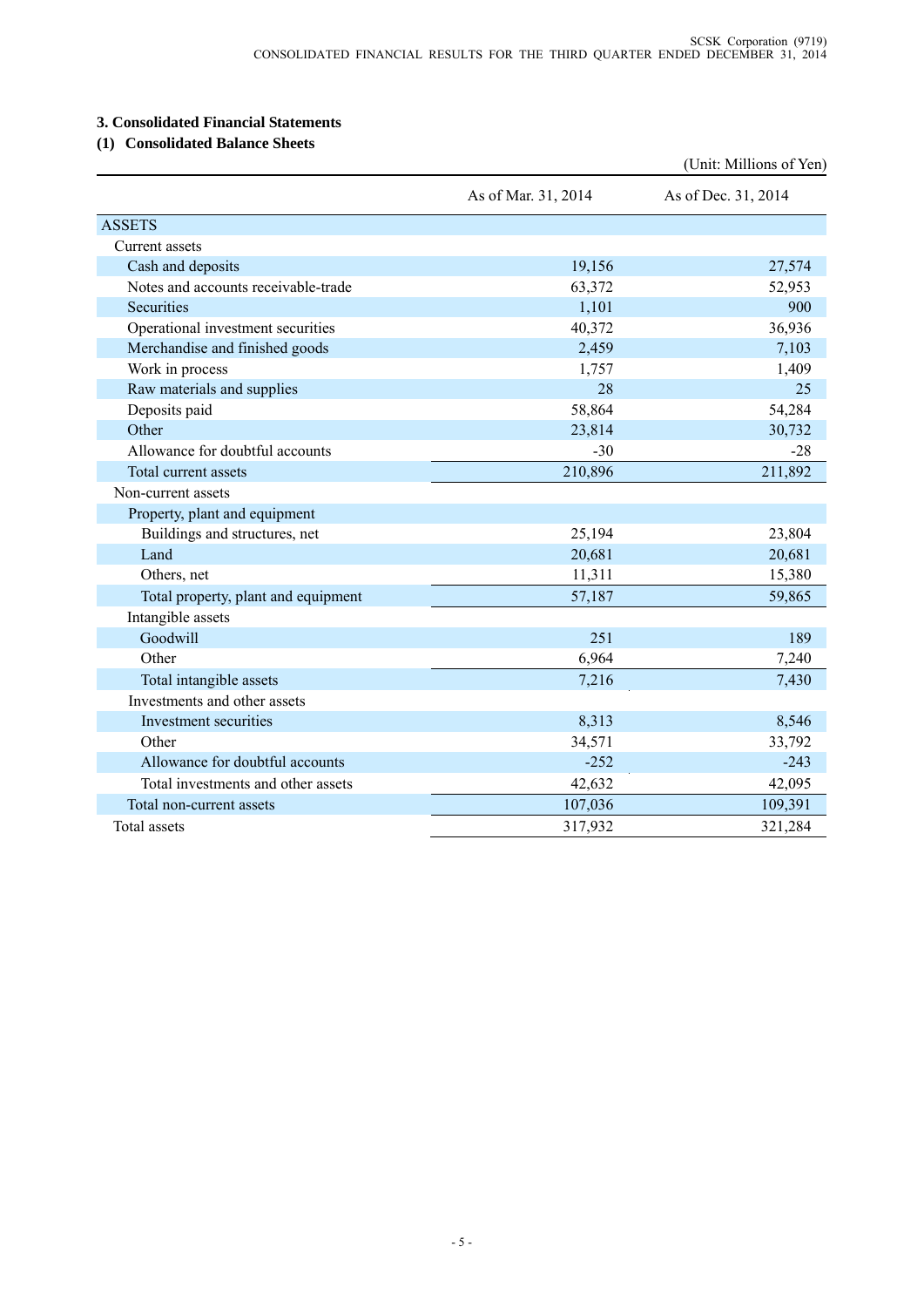## 3. Consolidated Financial Statements

### (1) Consolidated Balance Sheets

(Unit: Millions of Yen)

| | As of Mar. 31, 2014 | As of Dec. 31, 2014 |
|---|---|---|
| ASSETS | | |
| Current assets | | |
| Cash and deposits | 19,156 | 27,574 |
| Notes and accounts receivable-trade | 63,372 | 52,953 |
| Securities | 1,101 | 900 |
| Operational investment securities | 40,372 | 36,936 |
| Merchandise and finished goods | 2,459 | 7,103 |
| Work in process | 1,757 | 1,409 |
| Raw materials and supplies | 28 | 25 |
| Deposits paid | 58,864 | 54,284 |
| Other | 23,814 | 30,732 |
| Allowance for doubtful accounts | -30 | -28 |
| Total current assets | 210,896 | 211,892 |
| Non-current assets | | |
| Property, plant and equipment | | |
| Buildings and structures, net | 25,194 | 23,804 |
| Land | 20,681 | 20,681 |
| Others, net | 11,311 | 15,380 |
| Total property, plant and equipment | 57,187 | 59,865 |
| Intangible assets | | |
| Goodwill | 251 | 189 |
| Other | 6,964 | 7,240 |
| Total intangible assets | 7,216 | 7,430 |
| Investments and other assets | | |
| Investment securities | 8,313 | 8,546 |
| Other | 34,571 | 33,792 |
| Allowance for doubtful accounts | -252 | -243 |
| Total investments and other assets | 42,632 | 42,095 |
| Total non-current assets | 107,036 | 109,391 |
| Total assets | 317,932 | 321,284 |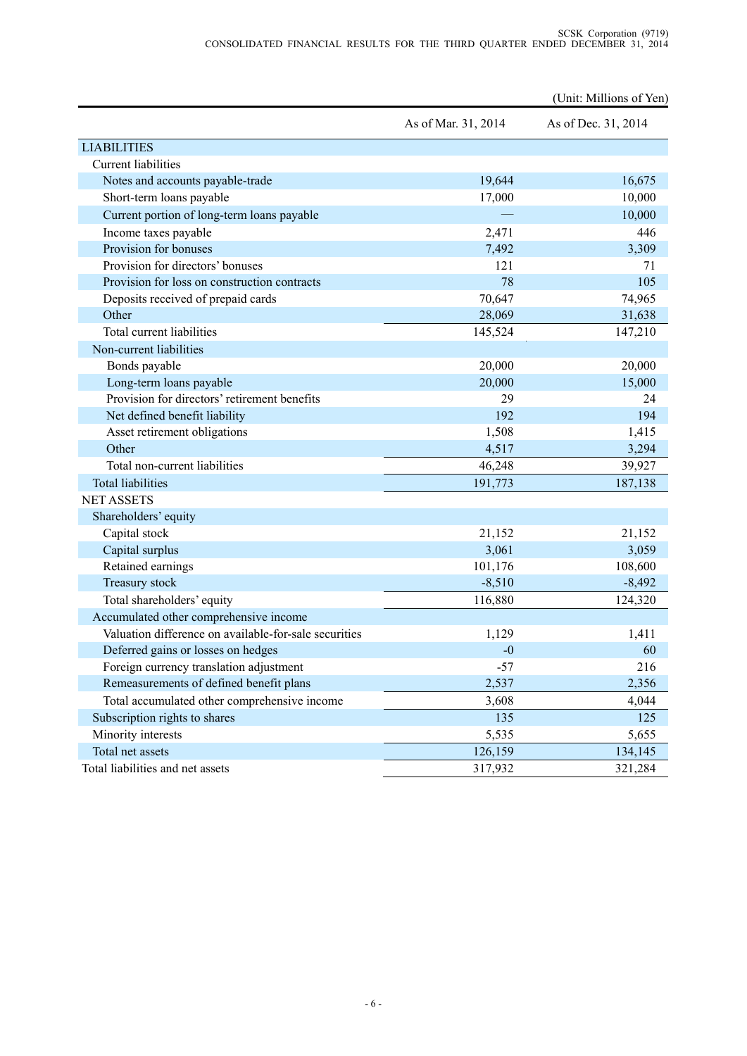(Unit: Millions of Yen)

| | As of Mar. 31, 2014 | As of Dec. 31, 2014 |
|---|---|---|
| LIABILITIES | | |
| Current liabilities | | |
| Notes and accounts payable-trade | 19,644 | 16,675 |
| Short-term loans payable | 17,000 | 10,000 |
| Current portion of long-term loans payable | — | 10,000 |
| Income taxes payable | 2,471 | 446 |
| Provision for bonuses | 7,492 | 3,309 |
| Provision for directors' bonuses | 121 | 71 |
| Provision for loss on construction contracts | 78 | 105 |
| Deposits received of prepaid cards | 70,647 | 74,965 |
| Other | 28,069 | 31,638 |
| Total current liabilities | 145,524 | 147,210 |
| Non-current liabilities | | |
| Bonds payable | 20,000 | 20,000 |
| Long-term loans payable | 20,000 | 15,000 |
| Provision for directors' retirement benefits | 29 | 24 |
| Net defined benefit liability | 192 | 194 |
| Asset retirement obligations | 1,508 | 1,415 |
| Other | 4,517 | 3,294 |
| Total non-current liabilities | 46,248 | 39,927 |
| Total liabilities | 191,773 | 187,138 |
| NET ASSETS | | |
| Shareholders' equity | | |
| Capital stock | 21,152 | 21,152 |
| Capital surplus | 3,061 | 3,059 |
| Retained earnings | 101,176 | 108,600 |
| Treasury stock | -8,510 | -8,492 |
| Total shareholders' equity | 116,880 | 124,320 |
| Accumulated other comprehensive income | | |
| Valuation difference on available-for-sale securities | 1,129 | 1,411 |
| Deferred gains or losses on hedges | -0 | 60 |
| Foreign currency translation adjustment | -57 | 216 |
| Remeasurements of defined benefit plans | 2,537 | 2,356 |
| Total accumulated other comprehensive income | 3,608 | 4,044 |
| Subscription rights to shares | 135 | 125 |
| Minority interests | 5,535 | 5,655 |
| Total net assets | 126,159 | 134,145 |
| Total liabilities and net assets | 317,932 | 321,284 |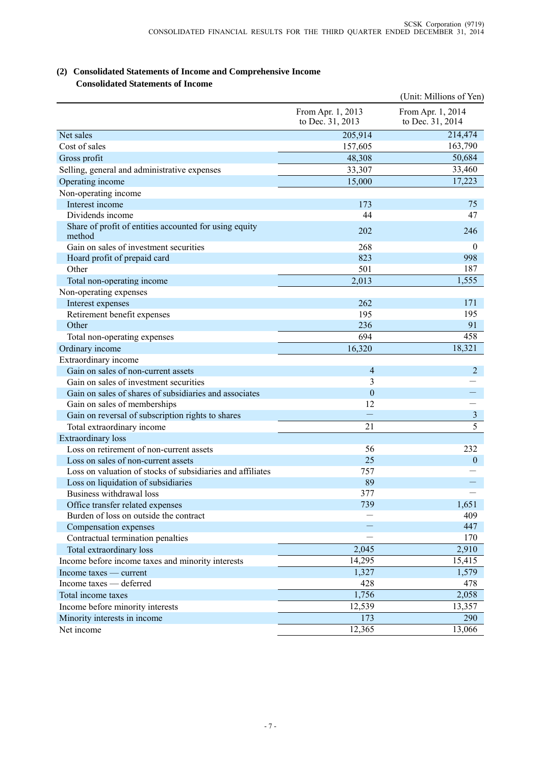## (2) Consolidated Statements of Income and Comprehensive Income

### Consolidated Statements of Income

(Unit: Millions of Yen)

| | From Apr. 1, 2013 to Dec. 31, 2013 | From Apr. 1, 2014 to Dec. 31, 2014 |
|---|---|---|
| Net sales | 205,914 | 214,474 |
| Cost of sales | 157,605 | 163,790 |
| Gross profit | 48,308 | 50,684 |
| Selling, general and administrative expenses | 33,307 | 33,460 |
| Operating income | 15,000 | 17,223 |
| Non-operating income | | |
| Interest income | 173 | 75 |
| Dividends income | 44 | 47 |
| Share of profit of entities accounted for using equity method | 202 | 246 |
| Gain on sales of investment securities | 268 | 0 |
| Hoard profit of prepaid card | 823 | 998 |
| Other | 501 | 187 |
| Total non-operating income | 2,013 | 1,555 |
| Non-operating expenses | | |
| Interest expenses | 262 | 171 |
| Retirement benefit expenses | 195 | 195 |
| Other | 236 | 91 |
| Total non-operating expenses | 694 | 458 |
| Ordinary income | 16,320 | 18,321 |
| Extraordinary income | | |
| Gain on sales of non-current assets | 4 | 2 |
| Gain on sales of investment securities | 3 | — |
| Gain on sales of shares of subsidiaries and associates | 0 | — |
| Gain on sales of memberships | 12 | — |
| Gain on reversal of subscription rights to shares | — | 3 |
| Total extraordinary income | 21 | 5 |
| Extraordinary loss | | |
| Loss on retirement of non-current assets | 56 | 232 |
| Loss on sales of non-current assets | 25 | 0 |
| Loss on valuation of stocks of subsidiaries and affiliates | 757 | — |
| Loss on liquidation of subsidiaries | 89 | — |
| Business withdrawal loss | 377 | — |
| Office transfer related expenses | 739 | 1,651 |
| Burden of loss on outside the contract | — | 409 |
| Compensation expenses | — | 447 |
| Contractual termination penalties | — | 170 |
| Total extraordinary loss | 2,045 | 2,910 |
| Income before income taxes and minority interests | 14,295 | 15,415 |
| Income taxes — current | 1,327 | 1,579 |
| Income taxes — deferred | 428 | 478 |
| Total income taxes | 1,756 | 2,058 |
| Income before minority interests | 12,539 | 13,357 |
| Minority interests in income | 173 | 290 |
| Net income | 12,365 | 13,066 |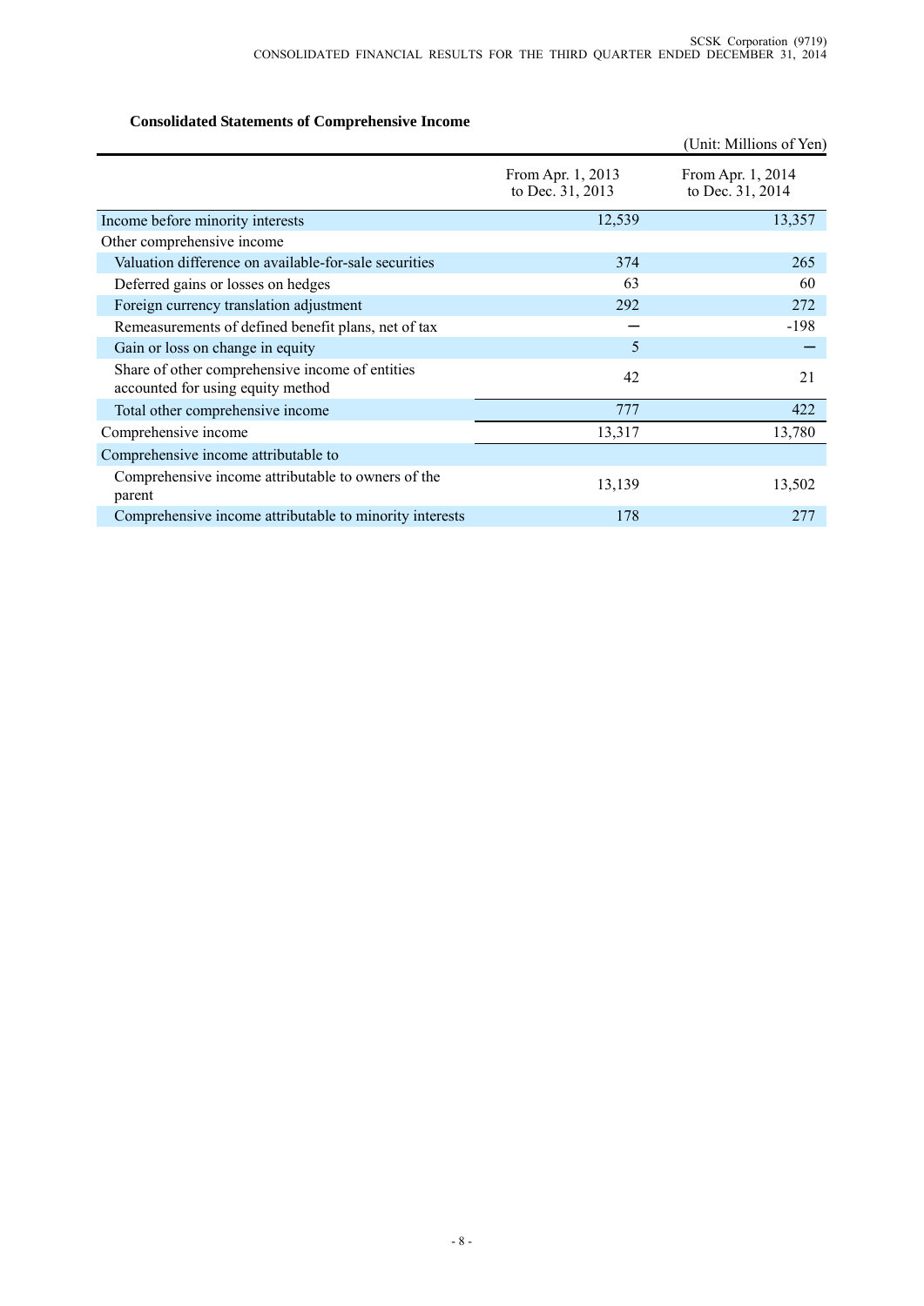## Consolidated Statements of Comprehensive Income

(Unit: Millions of Yen)

| | From Apr. 1, 2013 to Dec. 31, 2013 | From Apr. 1, 2014 to Dec. 31, 2014 |
|---|---|---|
| Income before minority interests | 12,539 | 13,357 |
| Other comprehensive income | | |
| Valuation difference on available-for-sale securities | 374 | 265 |
| Deferred gains or losses on hedges | 63 | 60 |
| Foreign currency translation adjustment | 292 | 272 |
| Remeasurements of defined benefit plans, net of tax | ― | -198 |
| Gain or loss on change in equity | 5 | ― |
| Share of other comprehensive income of entities accounted for using equity method | 42 | 21 |
| Total other comprehensive income | 777 | 422 |
| Comprehensive income | 13,317 | 13,780 |
| Comprehensive income attributable to | | |
| Comprehensive income attributable to owners of the parent | 13,139 | 13,502 |
| Comprehensive income attributable to minority interests | 178 | 277 |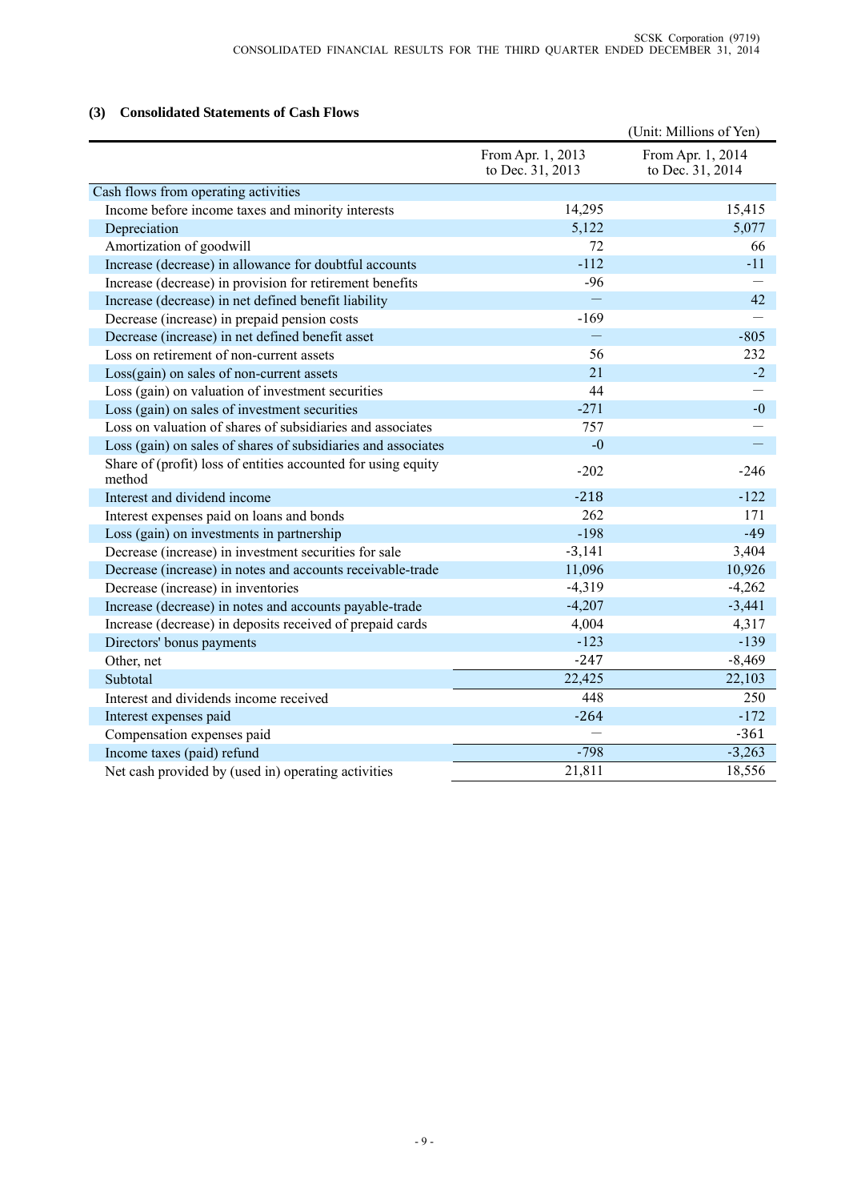### (3) Consolidated Statements of Cash Flows

(Unit: Millions of Yen)

| | From Apr. 1, 2013 to Dec. 31, 2013 | From Apr. 1, 2014 to Dec. 31, 2014 |
|---|---|---|
| Cash flows from operating activities | | |
| Income before income taxes and minority interests | 14,295 | 15,415 |
| Depreciation | 5,122 | 5,077 |
| Amortization of goodwill | 72 | 66 |
| Increase (decrease) in allowance for doubtful accounts | -112 | -11 |
| Increase (decrease) in provision for retirement benefits | -96 | — |
| Increase (decrease) in net defined benefit liability | — | 42 |
| Decrease (increase) in prepaid pension costs | -169 | — |
| Decrease (increase) in net defined benefit asset | — | -805 |
| Loss on retirement of non-current assets | 56 | 232 |
| Loss(gain) on sales of non-current assets | 21 | -2 |
| Loss (gain) on valuation of investment securities | 44 | — |
| Loss (gain) on sales of investment securities | -271 | -0 |
| Loss on valuation of shares of subsidiaries and associates | 757 | — |
| Loss (gain) on sales of shares of subsidiaries and associates | -0 | — |
| Share of (profit) loss of entities accounted for using equity method | -202 | -246 |
| Interest and dividend income | -218 | -122 |
| Interest expenses paid on loans and bonds | 262 | 171 |
| Loss (gain) on investments in partnership | -198 | -49 |
| Decrease (increase) in investment securities for sale | -3,141 | 3,404 |
| Decrease (increase) in notes and accounts receivable-trade | 11,096 | 10,926 |
| Decrease (increase) in inventories | -4,319 | -4,262 |
| Increase (decrease) in notes and accounts payable-trade | -4,207 | -3,441 |
| Increase (decrease) in deposits received of prepaid cards | 4,004 | 4,317 |
| Directors' bonus payments | -123 | -139 |
| Other, net | -247 | -8,469 |
| Subtotal | 22,425 | 22,103 |
| Interest and dividends income received | 448 | 250 |
| Interest expenses paid | -264 | -172 |
| Compensation expenses paid | — | -361 |
| Income taxes (paid) refund | -798 | -3,263 |
| Net cash provided by (used in) operating activities | 21,811 | 18,556 |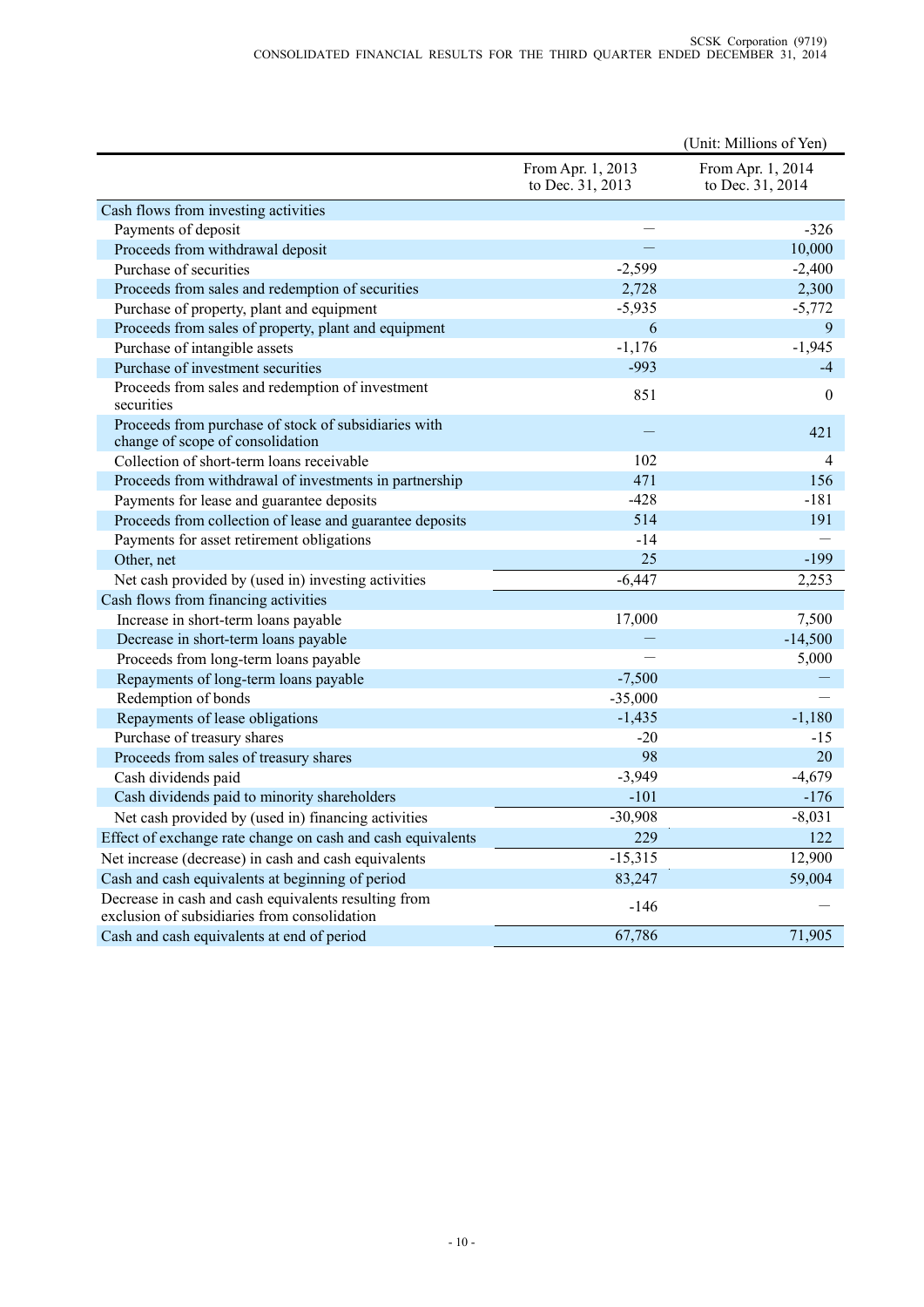(Unit: Millions of Yen)

| | From Apr. 1, 2013 to Dec. 31, 2013 | From Apr. 1, 2014 to Dec. 31, 2014 |
|---|---|---|
| Cash flows from investing activities | | |
| Payments of deposit | — | -326 |
| Proceeds from withdrawal deposit | — | 10,000 |
| Purchase of securities | -2,599 | -2,400 |
| Proceeds from sales and redemption of securities | 2,728 | 2,300 |
| Purchase of property, plant and equipment | -5,935 | -5,772 |
| Proceeds from sales of property, plant and equipment | 6 | 9 |
| Purchase of intangible assets | -1,176 | -1,945 |
| Purchase of investment securities | -993 | -4 |
| Proceeds from sales and redemption of investment securities | 851 | 0 |
| Proceeds from purchase of stock of subsidiaries with change of scope of consolidation | — | 421 |
| Collection of short-term loans receivable | 102 | 4 |
| Proceeds from withdrawal of investments in partnership | 471 | 156 |
| Payments for lease and guarantee deposits | -428 | -181 |
| Proceeds from collection of lease and guarantee deposits | 514 | 191 |
| Payments for asset retirement obligations | -14 | — |
| Other, net | 25 | -199 |
| Net cash provided by (used in) investing activities | -6,447 | 2,253 |
| Cash flows from financing activities | | |
| Increase in short-term loans payable | 17,000 | 7,500 |
| Decrease in short-term loans payable | — | -14,500 |
| Proceeds from long-term loans payable | — | 5,000 |
| Repayments of long-term loans payable | -7,500 | — |
| Redemption of bonds | -35,000 | — |
| Repayments of lease obligations | -1,435 | -1,180 |
| Purchase of treasury shares | -20 | -15 |
| Proceeds from sales of treasury shares | 98 | 20 |
| Cash dividends paid | -3,949 | -4,679 |
| Cash dividends paid to minority shareholders | -101 | -176 |
| Net cash provided by (used in) financing activities | -30,908 | -8,031 |
| Effect of exchange rate change on cash and cash equivalents | 229 | 122 |
| Net increase (decrease) in cash and cash equivalents | -15,315 | 12,900 |
| Cash and cash equivalents at beginning of period | 83,247 | 59,004 |
| Decrease in cash and cash equivalents resulting from exclusion of subsidiaries from consolidation | -146 | — |
| Cash and cash equivalents at end of period | 67,786 | 71,905 |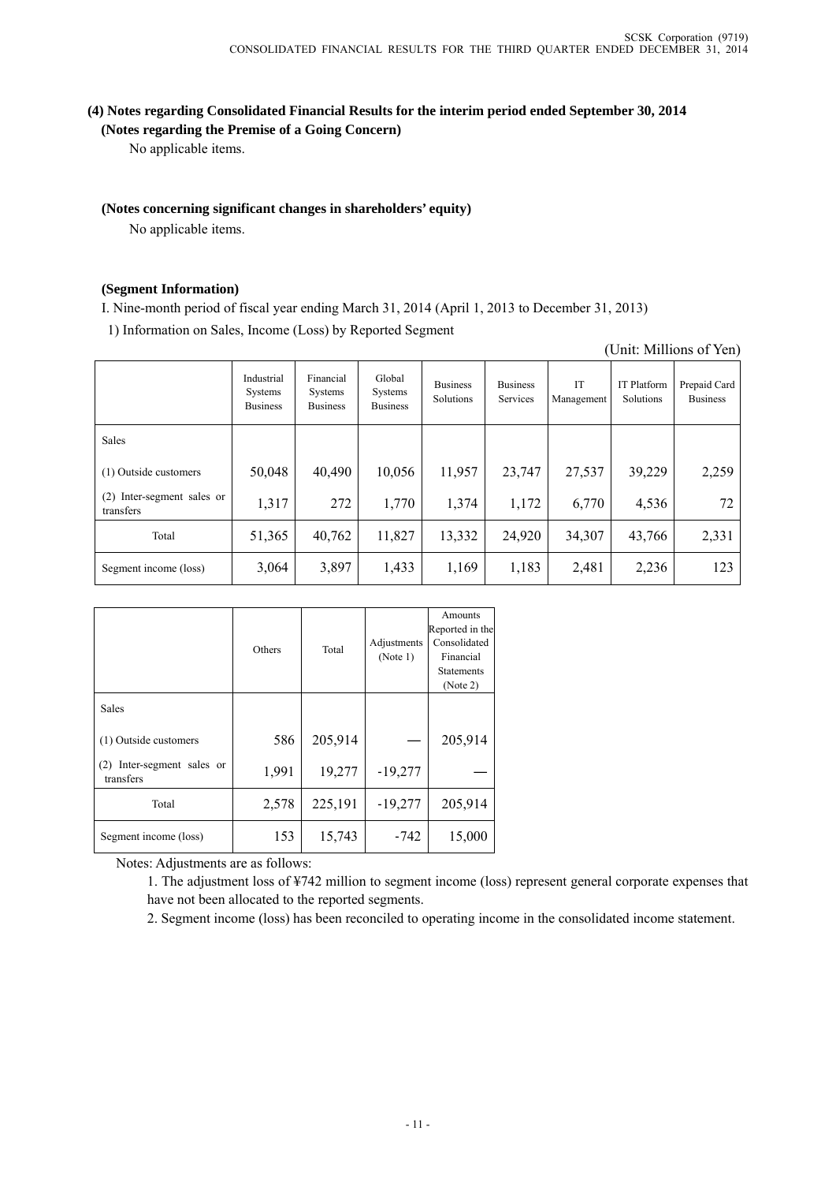### (4) Notes regarding Consolidated Financial Results for the interim period ended September 30, 2014

**(Notes regarding the Premise of a Going Concern)**

No applicable items.

**(Notes concerning significant changes in shareholders' equity)**

No applicable items.

**(Segment Information)**

I. Nine-month period of fiscal year ending March 31, 2014 (April 1, 2013 to December 31, 2013)

1) Information on Sales, Income (Loss) by Reported Segment

(Unit: Millions of Yen)

| | Industrial Systems Business | Financial Systems Business | Global Systems Business | Business Solutions | Business Services | IT Management | IT Platform Solutions | Prepaid Card Business |
|---|---|---|---|---|---|---|---|---|
| Sales | | | | | | | | |
| (1) Outside customers | 50,048 | 40,490 | 10,056 | 11,957 | 23,747 | 27,537 | 39,229 | 2,259 |
| (2) Inter-segment sales or transfers | 1,317 | 272 | 1,770 | 1,374 | 1,172 | 6,770 | 4,536 | 72 |
| Total | 51,365 | 40,762 | 11,827 | 13,332 | 24,920 | 34,307 | 43,766 | 2,331 |
| Segment income (loss) | 3,064 | 3,897 | 1,433 | 1,169 | 1,183 | 2,481 | 2,236 | 123 |

| | Others | Total | Adjustments (Note 1) | Amounts Reported in the Consolidated Financial Statements (Note 2) |
|---|---|---|---|---|
| Sales | | | | |
| (1) Outside customers | 586 | 205,914 | — | 205,914 |
| (2) Inter-segment sales or transfers | 1,991 | 19,277 | -19,277 | — |
| Total | 2,578 | 225,191 | -19,277 | 205,914 |
| Segment income (loss) | 153 | 15,743 | -742 | 15,000 |

Notes: Adjustments are as follows:

1. The adjustment loss of ¥742 million to segment income (loss) represent general corporate expenses that have not been allocated to the reported segments.
2. Segment income (loss) has been reconciled to operating income in the consolidated income statement.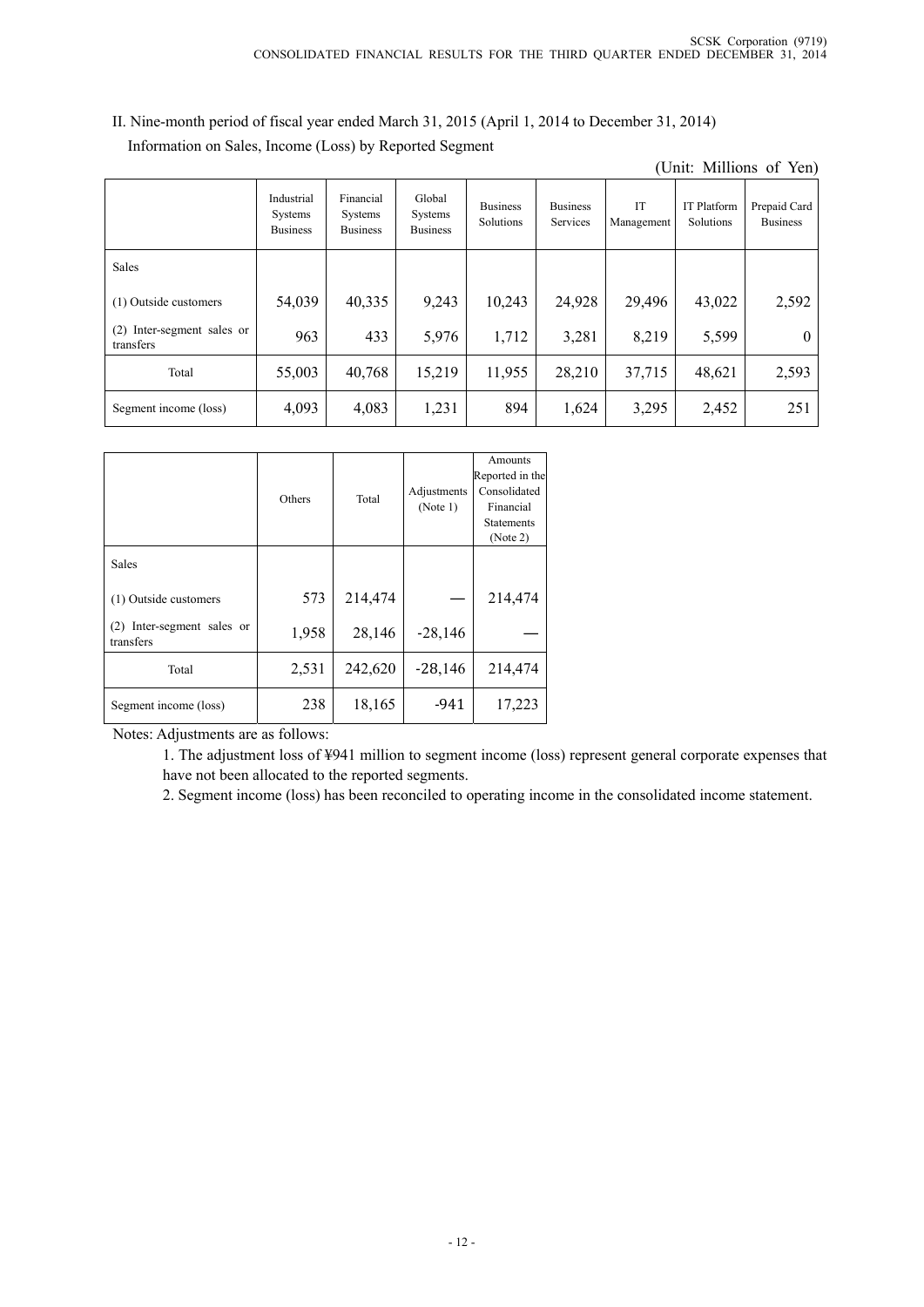II. Nine-month period of fiscal year ended March 31, 2015 (April 1, 2014 to December 31, 2014)

Information on Sales, Income (Loss) by Reported Segment

(Unit: Millions of Yen)

| | Industrial Systems Business | Financial Systems Business | Global Systems Business | Business Solutions | Business Services | IT Management | IT Platform Solutions | Prepaid Card Business |
|---|---|---|---|---|---|---|---|---|
| Sales | | | | | | | | |
| (1) Outside customers | 54,039 | 40,335 | 9,243 | 10,243 | 24,928 | 29,496 | 43,022 | 2,592 |
| (2) Inter-segment sales or transfers | 963 | 433 | 5,976 | 1,712 | 3,281 | 8,219 | 5,599 | 0 |
| Total | 55,003 | 40,768 | 15,219 | 11,955 | 28,210 | 37,715 | 48,621 | 2,593 |
| Segment income (loss) | 4,093 | 4,083 | 1,231 | 894 | 1,624 | 3,295 | 2,452 | 251 |

| | Others | Total | Adjustments (Note 1) | Amounts Reported in the Consolidated Financial Statements (Note 2) |
|---|---|---|---|---|
| Sales | | | | |
| (1) Outside customers | 573 | 214,474 | — | 214,474 |
| (2) Inter-segment sales or transfers | 1,958 | 28,146 | -28,146 | — |
| Total | 2,531 | 242,620 | -28,146 | 214,474 |
| Segment income (loss) | 238 | 18,165 | -941 | 17,223 |

Notes: Adjustments are as follows:

1. The adjustment loss of ¥941 million to segment income (loss) represent general corporate expenses that have not been allocated to the reported segments.
2. Segment income (loss) has been reconciled to operating income in the consolidated income statement.